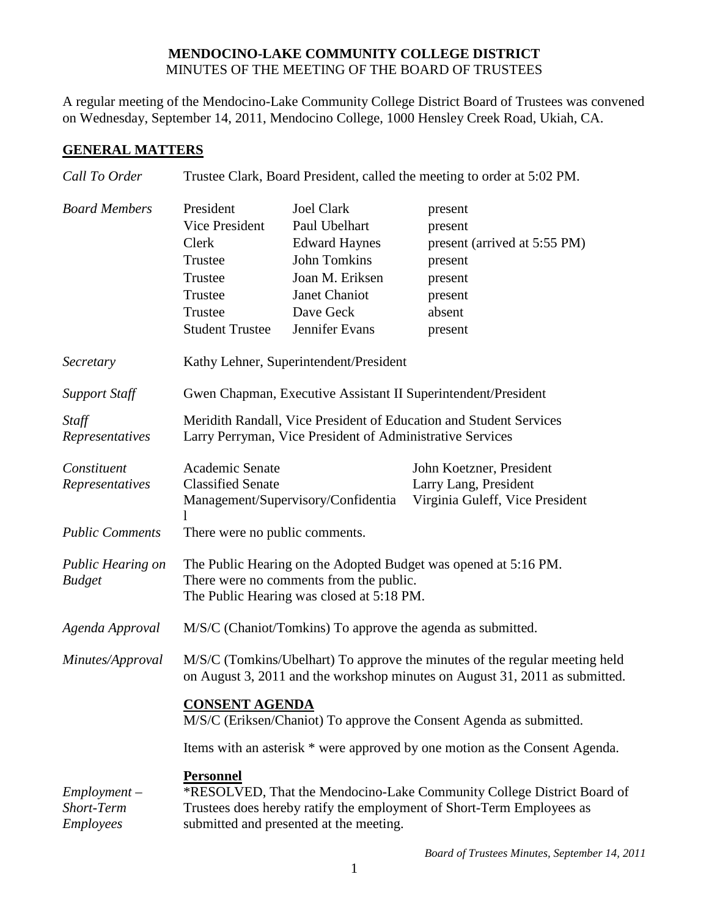**MENDOCINO-LAKE COMMUNITY COLLEGE DISTRICT**
MINUTES OF THE MEETING OF THE BOARD OF TRUSTEES

A regular meeting of the Mendocino-Lake Community College District Board of Trustees was convened on Wednesday, September 14, 2011, Mendocino College, 1000 Hensley Creek Road, Ukiah, CA.

## GENERAL MATTERS

*Call To Order* — Trustee Clark, Board President, called the meeting to order at 5:02 PM.

*Board Members*

| | | |
|---|---|---|
| President | Joel Clark | present |
| Vice President | Paul Ubelhart | present |
| Clerk | Edward Haynes | present (arrived at 5:55 PM) |
| Trustee | John Tomkins | present |
| Trustee | Joan M. Eriksen | present |
| Trustee | Janet Chaniot | present |
| Trustee | Dave Geck | absent |
| Student Trustee | Jennifer Evans | present |

*Secretary* — Kathy Lehner, Superintendent/President

*Support Staff* — Gwen Chapman, Executive Assistant II Superintendent/President

*Staff Representatives* — Meridith Randall, Vice President of Education and Student Services
Larry Perryman, Vice President of Administrative Services

*Constituent Representatives*

| | |
|---|---|
| Academic Senate | John Koetzner, President |
| Classified Senate | Larry Lang, President |
| Management/Supervisory/Confidential | Virginia Guleff, Vice President |

*Public Comments* — There were no public comments.

*Public Hearing on Budget* — The Public Hearing on the Adopted Budget was opened at 5:16 PM.
There were no comments from the public.
The Public Hearing was closed at 5:18 PM.

*Agenda Approval* — M/S/C (Chaniot/Tomkins) To approve the agenda as submitted.

*Minutes/Approval* — M/S/C (Tomkins/Ubelhart) To approve the minutes of the regular meeting held on August 3, 2011 and the workshop minutes on August 31, 2011 as submitted.

**CONSENT AGENDA**

M/S/C (Eriksen/Chaniot) To approve the Consent Agenda as submitted.

Items with an asterisk * were approved by one motion as the Consent Agenda.

**Personnel**

*Employment – Short-Term Employees* — *RESOLVED, That the Mendocino-Lake Community College District Board of Trustees does hereby ratify the employment of Short-Term Employees as submitted and presented at the meeting.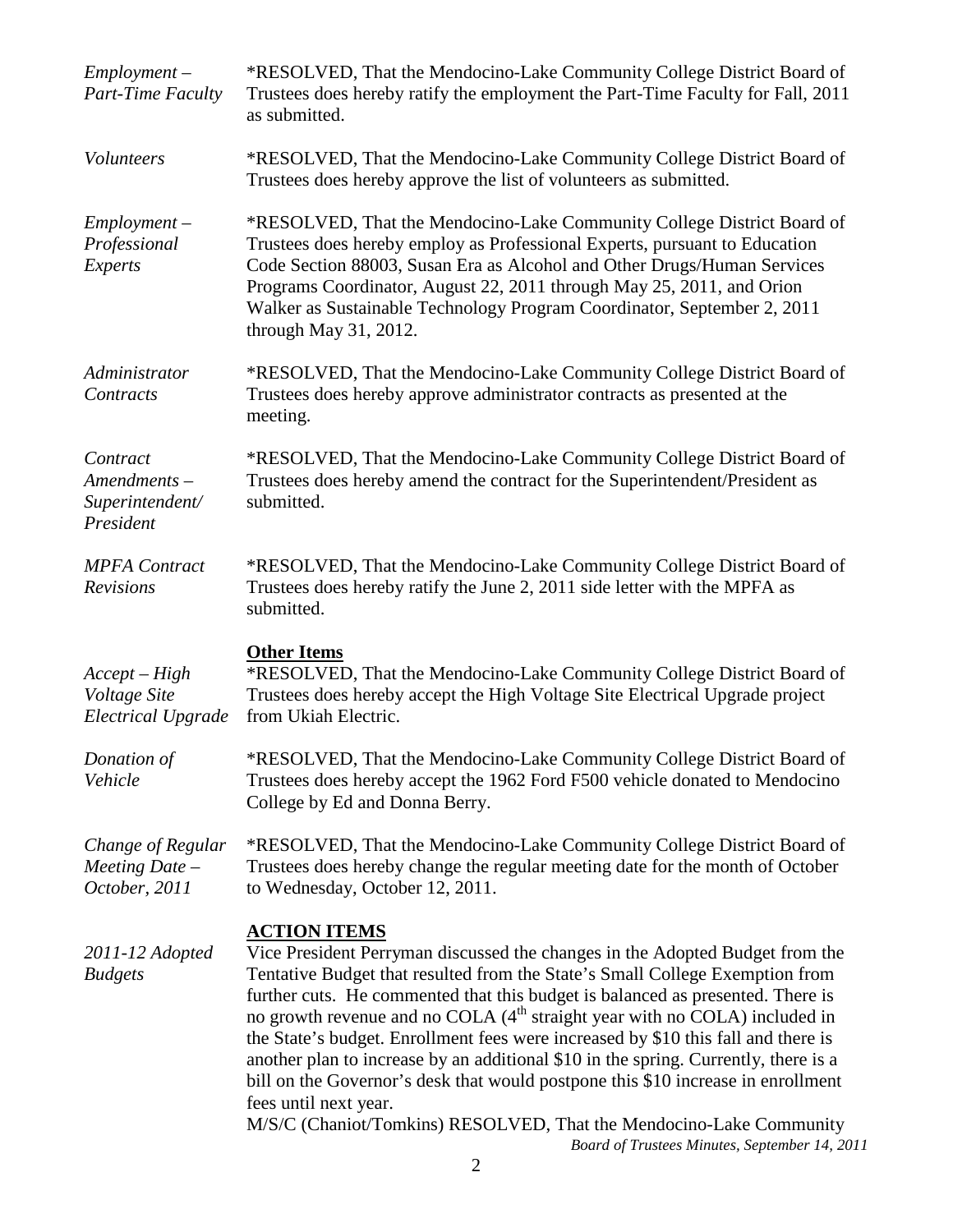*Employment – Part-Time Faculty*

*RESOLVED, That the Mendocino-Lake Community College District Board of Trustees does hereby ratify the employment the Part-Time Faculty for Fall, 2011 as submitted.

*Volunteers*

*RESOLVED, That the Mendocino-Lake Community College District Board of Trustees does hereby approve the list of volunteers as submitted.

*Employment – Professional Experts*

*RESOLVED, That the Mendocino-Lake Community College District Board of Trustees does hereby employ as Professional Experts, pursuant to Education Code Section 88003, Susan Era as Alcohol and Other Drugs/Human Services Programs Coordinator, August 22, 2011 through May 25, 2011, and Orion Walker as Sustainable Technology Program Coordinator, September 2, 2011 through May 31, 2012.

*Administrator Contracts*

*RESOLVED, That the Mendocino-Lake Community College District Board of Trustees does hereby approve administrator contracts as presented at the meeting.

*Contract Amendments – Superintendent/ President*

*RESOLVED, That the Mendocino-Lake Community College District Board of Trustees does hereby amend the contract for the Superintendent/President as submitted.

*MPFA Contract Revisions*

*RESOLVED, That the Mendocino-Lake Community College District Board of Trustees does hereby ratify the June 2, 2011 side letter with the MPFA as submitted.

**Other Items**

*Accept – High Voltage Site Electrical Upgrade*

*RESOLVED, That the Mendocino-Lake Community College District Board of Trustees does hereby accept the High Voltage Site Electrical Upgrade project from Ukiah Electric.

*Donation of Vehicle*

*RESOLVED, That the Mendocino-Lake Community College District Board of Trustees does hereby accept the 1962 Ford F500 vehicle donated to Mendocino College by Ed and Donna Berry.

*Change of Regular Meeting Date – October, 2011*

*RESOLVED, That the Mendocino-Lake Community College District Board of Trustees does hereby change the regular meeting date for the month of October to Wednesday, October 12, 2011.

**ACTION ITEMS**

*2011-12 Adopted Budgets*

Vice President Perryman discussed the changes in the Adopted Budget from the Tentative Budget that resulted from the State's Small College Exemption from further cuts. He commented that this budget is balanced as presented. There is no growth revenue and no COLA (4th straight year with no COLA) included in the State's budget. Enrollment fees were increased by $10 this fall and there is another plan to increase by an additional $10 in the spring. Currently, there is a bill on the Governor's desk that would postpone this $10 increase in enrollment fees until next year.

M/S/C (Chaniot/Tomkins) RESOLVED, That the Mendocino-Lake Community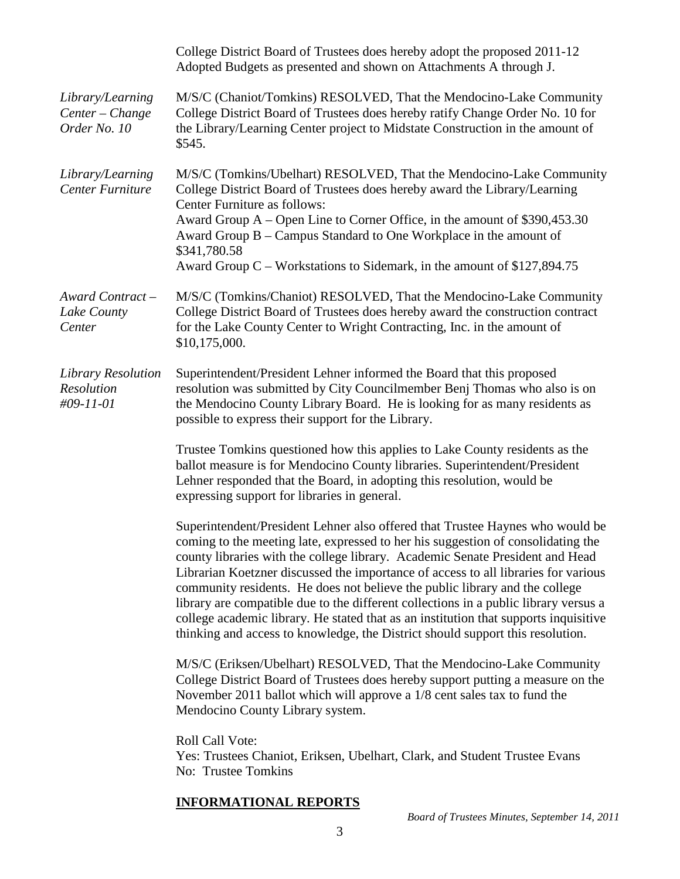College District Board of Trustees does hereby adopt the proposed 2011-12 Adopted Budgets as presented and shown on Attachments A through J.

*Library/Learning Center – Change Order No. 10*

M/S/C (Chaniot/Tomkins) RESOLVED, That the Mendocino-Lake Community College District Board of Trustees does hereby ratify Change Order No. 10 for the Library/Learning Center project to Midstate Construction in the amount of $545.

*Library/Learning Center Furniture*

M/S/C (Tomkins/Ubelhart) RESOLVED, That the Mendocino-Lake Community College District Board of Trustees does hereby award the Library/Learning Center Furniture as follows:
Award Group A – Open Line to Corner Office, in the amount of $390,453.30
Award Group B – Campus Standard to One Workplace in the amount of $341,780.58
Award Group C – Workstations to Sidemark, in the amount of $127,894.75

*Award Contract – Lake County Center*

M/S/C (Tomkins/Chaniot) RESOLVED, That the Mendocino-Lake Community College District Board of Trustees does hereby award the construction contract for the Lake County Center to Wright Contracting, Inc. in the amount of $10,175,000.

*Library Resolution Resolution #09-11-01*

Superintendent/President Lehner informed the Board that this proposed resolution was submitted by City Councilmember Benj Thomas who also is on the Mendocino County Library Board. He is looking for as many residents as possible to express their support for the Library.

Trustee Tomkins questioned how this applies to Lake County residents as the ballot measure is for Mendocino County libraries. Superintendent/President Lehner responded that the Board, in adopting this resolution, would be expressing support for libraries in general.

Superintendent/President Lehner also offered that Trustee Haynes who would be coming to the meeting late, expressed to her his suggestion of consolidating the county libraries with the college library. Academic Senate President and Head Librarian Koetzner discussed the importance of access to all libraries for various community residents. He does not believe the public library and the college library are compatible due to the different collections in a public library versus a college academic library. He stated that as an institution that supports inquisitive thinking and access to knowledge, the District should support this resolution.

M/S/C (Eriksen/Ubelhart) RESOLVED, That the Mendocino-Lake Community College District Board of Trustees does hereby support putting a measure on the November 2011 ballot which will approve a 1/8 cent sales tax to fund the Mendocino County Library system.

Roll Call Vote:
Yes: Trustees Chaniot, Eriksen, Ubelhart, Clark, and Student Trustee Evans
No: Trustee Tomkins

## **INFORMATIONAL REPORTS**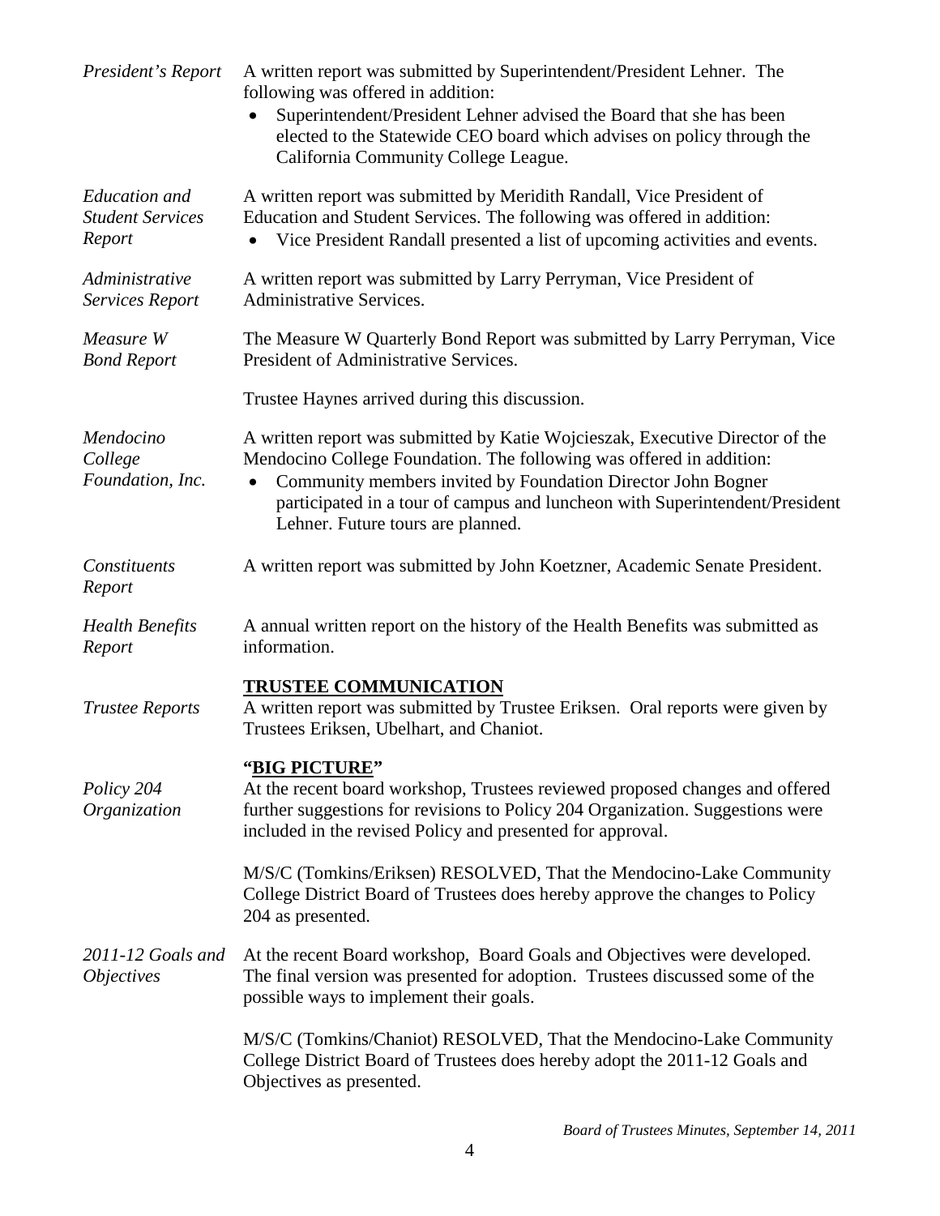*President's Report*

A written report was submitted by Superintendent/President Lehner. The following was offered in addition:

- Superintendent/President Lehner advised the Board that she has been elected to the Statewide CEO board which advises on policy through the California Community College League.

*Education and Student Services Report*

A written report was submitted by Meridith Randall, Vice President of Education and Student Services. The following was offered in addition:

- Vice President Randall presented a list of upcoming activities and events.

*Administrative Services Report*

A written report was submitted by Larry Perryman, Vice President of Administrative Services.

*Measure W Bond Report*

The Measure W Quarterly Bond Report was submitted by Larry Perryman, Vice President of Administrative Services.

Trustee Haynes arrived during this discussion.

*Mendocino College Foundation, Inc.*

A written report was submitted by Katie Wojcieszak, Executive Director of the Mendocino College Foundation. The following was offered in addition:

- Community members invited by Foundation Director John Bogner participated in a tour of campus and luncheon with Superintendent/President Lehner. Future tours are planned.

*Constituents Report*

A written report was submitted by John Koetzner, Academic Senate President.

*Health Benefits Report*

A annual written report on the history of the Health Benefits was submitted as information.

## TRUSTEE COMMUNICATION

*Trustee Reports*

A written report was submitted by Trustee Eriksen. Oral reports were given by Trustees Eriksen, Ubelhart, and Chaniot.

## "BIG PICTURE"

*Policy 204 Organization*

At the recent board workshop, Trustees reviewed proposed changes and offered further suggestions for revisions to Policy 204 Organization. Suggestions were included in the revised Policy and presented for approval.

M/S/C (Tomkins/Eriksen) RESOLVED, That the Mendocino-Lake Community College District Board of Trustees does hereby approve the changes to Policy 204 as presented.

*2011-12 Goals and Objectives*

At the recent Board workshop, Board Goals and Objectives were developed. The final version was presented for adoption. Trustees discussed some of the possible ways to implement their goals.

M/S/C (Tomkins/Chaniot) RESOLVED, That the Mendocino-Lake Community College District Board of Trustees does hereby adopt the 2011-12 Goals and Objectives as presented.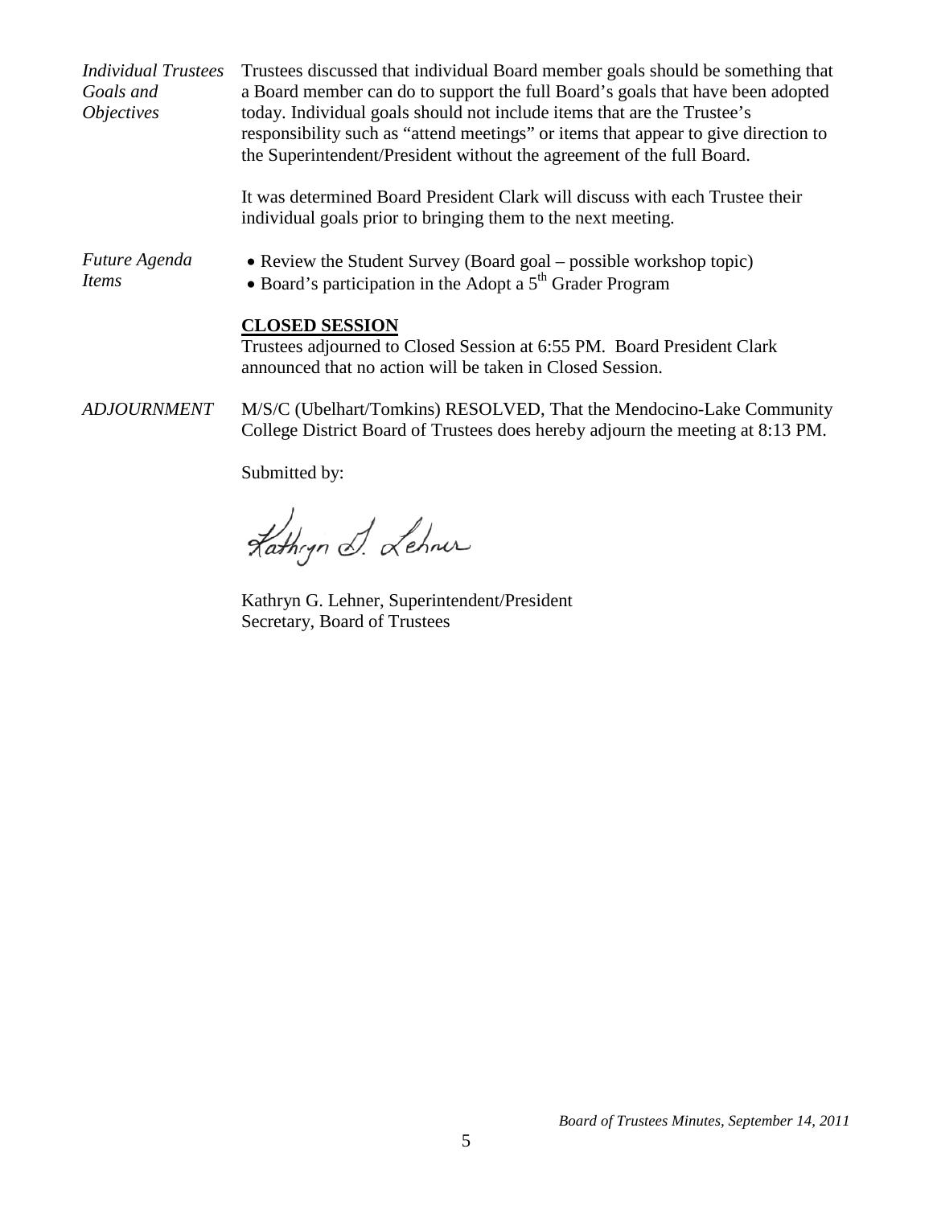*Individual Trustees Goals and Objectives*

Trustees discussed that individual Board member goals should be something that a Board member can do to support the full Board's goals that have been adopted today. Individual goals should not include items that are the Trustee's responsibility such as "attend meetings" or items that appear to give direction to the Superintendent/President without the agreement of the full Board.

It was determined Board President Clark will discuss with each Trustee their individual goals prior to bringing them to the next meeting.

*Future Agenda Items*

- Review the Student Survey (Board goal – possible workshop topic)
- Board's participation in the Adopt a 5th Grader Program

**CLOSED SESSION**

Trustees adjourned to Closed Session at 6:55 PM. Board President Clark announced that no action will be taken in Closed Session.

*ADJOURNMENT*

M/S/C (Ubelhart/Tomkins) RESOLVED, That the Mendocino-Lake Community College District Board of Trustees does hereby adjourn the meeting at 8:13 PM.

Submitted by:

Kathryn G. Lehner, Superintendent/President
Secretary, Board of Trustees